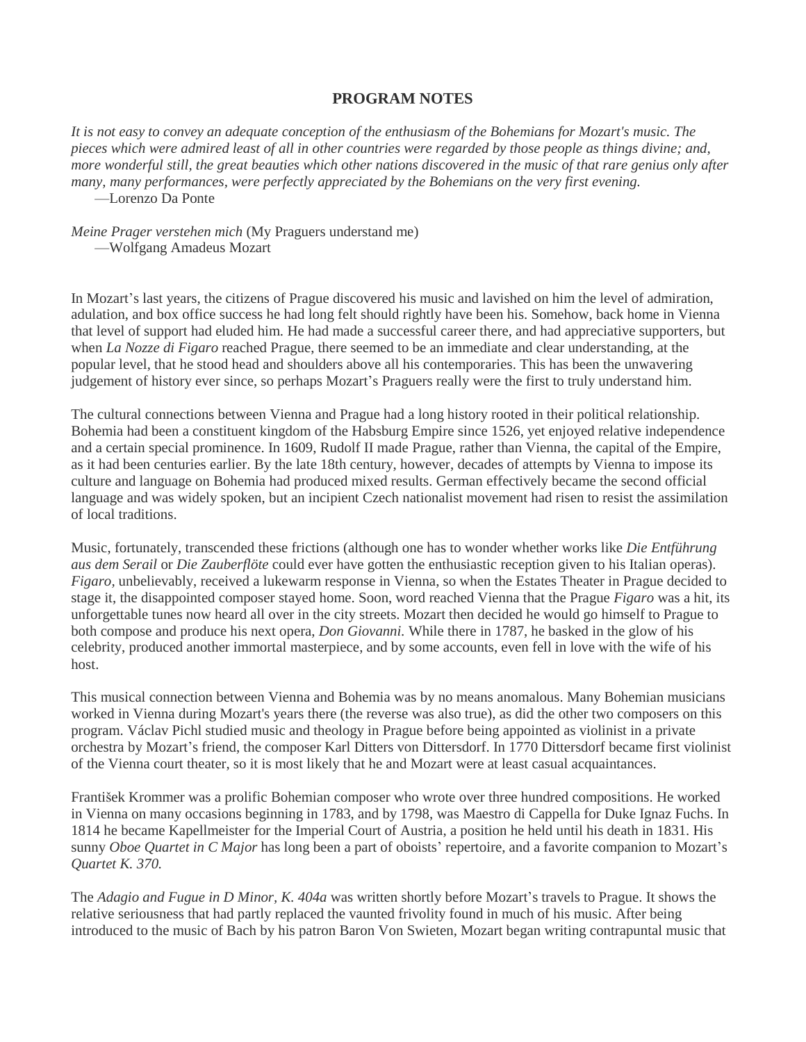# PROGRAM NOTES

*It is not easy to convey an adequate conception of the enthusiasm of the Bohemians for Mozart's music. The pieces which were admired least of all in other countries were regarded by those people as things divine; and, more wonderful still, the great beauties which other nations discovered in the music of that rare genius only after many, many performances, were perfectly appreciated by the Bohemians on the very first evening.*
—Lorenzo Da Ponte

*Meine Prager verstehen mich* (My Praguers understand me)
—Wolfgang Amadeus Mozart

In Mozart's last years, the citizens of Prague discovered his music and lavished on him the level of admiration, adulation, and box office success he had long felt should rightly have been his. Somehow, back home in Vienna that level of support had eluded him. He had made a successful career there, and had appreciative supporters, but when *La Nozze di Figaro* reached Prague, there seemed to be an immediate and clear understanding, at the popular level, that he stood head and shoulders above all his contemporaries. This has been the unwavering judgement of history ever since, so perhaps Mozart's Praguers really were the first to truly understand him.

The cultural connections between Vienna and Prague had a long history rooted in their political relationship. Bohemia had been a constituent kingdom of the Habsburg Empire since 1526, yet enjoyed relative independence and a certain special prominence. In 1609, Rudolf II made Prague, rather than Vienna, the capital of the Empire, as it had been centuries earlier. By the late 18th century, however, decades of attempts by Vienna to impose its culture and language on Bohemia had produced mixed results. German effectively became the second official language and was widely spoken, but an incipient Czech nationalist movement had risen to resist the assimilation of local traditions.

Music, fortunately, transcended these frictions (although one has to wonder whether works like *Die Entführung aus dem Serail* or *Die Zauberflöte* could ever have gotten the enthusiastic reception given to his Italian operas). *Figaro*, unbelievably, received a lukewarm response in Vienna, so when the Estates Theater in Prague decided to stage it, the disappointed composer stayed home. Soon, word reached Vienna that the Prague *Figaro* was a hit, its unforgettable tunes now heard all over in the city streets. Mozart then decided he would go himself to Prague to both compose and produce his next opera, *Don Giovanni.* While there in 1787, he basked in the glow of his celebrity, produced another immortal masterpiece, and by some accounts, even fell in love with the wife of his host.

This musical connection between Vienna and Bohemia was by no means anomalous. Many Bohemian musicians worked in Vienna during Mozart's years there (the reverse was also true), as did the other two composers on this program. Václav Pichl studied music and theology in Prague before being appointed as violinist in a private orchestra by Mozart's friend, the composer Karl Ditters von Dittersdorf. In 1770 Dittersdorf became first violinist of the Vienna court theater, so it is most likely that he and Mozart were at least casual acquaintances.

František Krommer was a prolific Bohemian composer who wrote over three hundred compositions. He worked in Vienna on many occasions beginning in 1783, and by 1798, was Maestro di Cappella for Duke Ignaz Fuchs. In 1814 he became Kapellmeister for the Imperial Court of Austria, a position he held until his death in 1831. His sunny *Oboe Quartet in C Major* has long been a part of oboists' repertoire, and a favorite companion to Mozart's *Quartet K. 370.*

The *Adagio and Fugue in D Minor, K. 404a* was written shortly before Mozart's travels to Prague. It shows the relative seriousness that had partly replaced the vaunted frivolity found in much of his music. After being introduced to the music of Bach by his patron Baron Von Swieten, Mozart began writing contrapuntal music that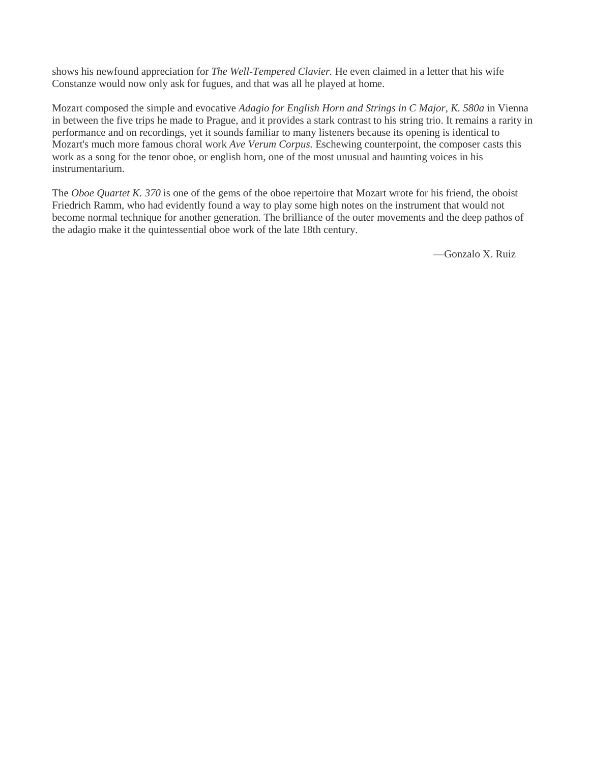shows his newfound appreciation for *The Well-Tempered Clavier.* He even claimed in a letter that his wife Constanze would now only ask for fugues, and that was all he played at home.

Mozart composed the simple and evocative *Adagio for English Horn and Strings in C Major, K. 580a* in Vienna in between the five trips he made to Prague, and it provides a stark contrast to his string trio. It remains a rarity in performance and on recordings, yet it sounds familiar to many listeners because its opening is identical to Mozart's much more famous choral work *Ave Verum Corpus.* Eschewing counterpoint, the composer casts this work as a song for the tenor oboe, or english horn, one of the most unusual and haunting voices in his instrumentarium.

The *Oboe Quartet K. 370* is one of the gems of the oboe repertoire that Mozart wrote for his friend, the oboist Friedrich Ramm, who had evidently found a way to play some high notes on the instrument that would not become normal technique for another generation. The brilliance of the outer movements and the deep pathos of the adagio make it the quintessential oboe work of the late 18th century.

—Gonzalo X. Ruiz